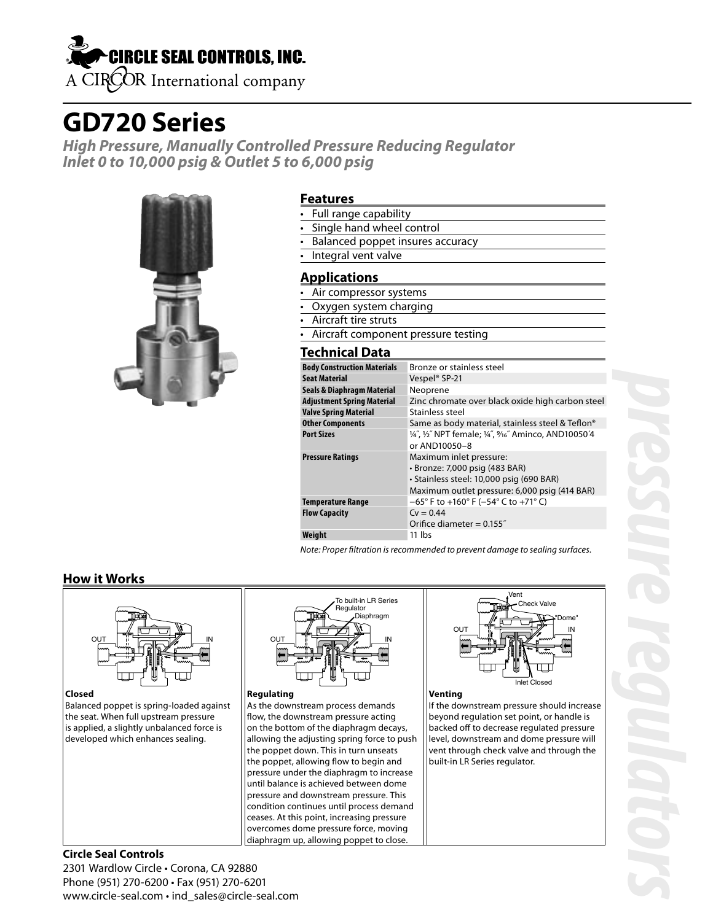CIRCLE SEAL CONTROLS, INC.

A CIRCOR International company

# GD720 Series

***High Pressure, Manually Controlled Pressure Reducing Regulator***
***Inlet 0 to 10,000 psig & Outlet 5 to 6,000 psig***

## Features

- Full range capability
- Single hand wheel control
- Balanced poppet insures accuracy
- Integral vent valve

## Applications

- Air compressor systems
- Oxygen system charging
- Aircraft tire struts
- Aircraft component pressure testing

## Technical Data

| | |
|---|---|
| **Body Construction Materials** | Bronze or stainless steel |
| **Seat Material** | Vespel® SP-21 |
| **Seals & Diaphragm Material** | Neoprene |
| **Adjustment Spring Material** | Zinc chromate over black oxide high carbon steel |
| **Valve Spring Material** | Stainless steel |
| **Other Components** | Same as body material, stainless steel & Teflon® |
| **Port Sizes** | ¼″, ½″ NPT female; ¼″, 5⁄16″ Aminco, AND10050-4 or AND10050–8 |
| **Pressure Ratings** | Maximum inlet pressure:<br>• Bronze: 7,000 psig (483 BAR)<br>• Stainless steel: 10,000 psig (690 BAR)<br>Maximum outlet pressure: 6,000 psig (414 BAR) |
| **Temperature Range** | –65° F to +160° F (–54° C to +71° C) |
| **Flow Capacity** | Cv = 0.44<br>Orifice diameter = 0.155″ |
| **Weight** | 11 lbs |

*Note: Proper filtration is recommended to prevent damage to sealing surfaces.*

## How it Works

**Closed**

Balanced poppet is spring-loaded against the seat. When full upstream pressure is applied, a slightly unbalanced force is developed which enhances sealing.

**Regulating**

As the downstream process demands flow, the downstream pressure acting on the bottom of the diaphragm decays, allowing the adjusting spring force to push the poppet down. This in turn unseats the poppet, allowing flow to begin and pressure under the diaphragm to increase until balance is achieved between dome pressure and downstream pressure. This condition continues until process demand ceases. At this point, increasing pressure overcomes dome pressure force, moving diaphragm up, allowing poppet to close.

**Venting**

If the downstream pressure should increase beyond regulation set point, or handle is backed off to decrease regulated pressure level, downstream and dome pressure will vent through check valve and through the built-in LR Series regulator.

***pressure regulators***

**Circle Seal Controls**

2301 Wardlow Circle • Corona, CA 92880
Phone (951) 270-6200 • Fax (951) 270-6201
www.circle-seal.com • ind_sales@circle-seal.com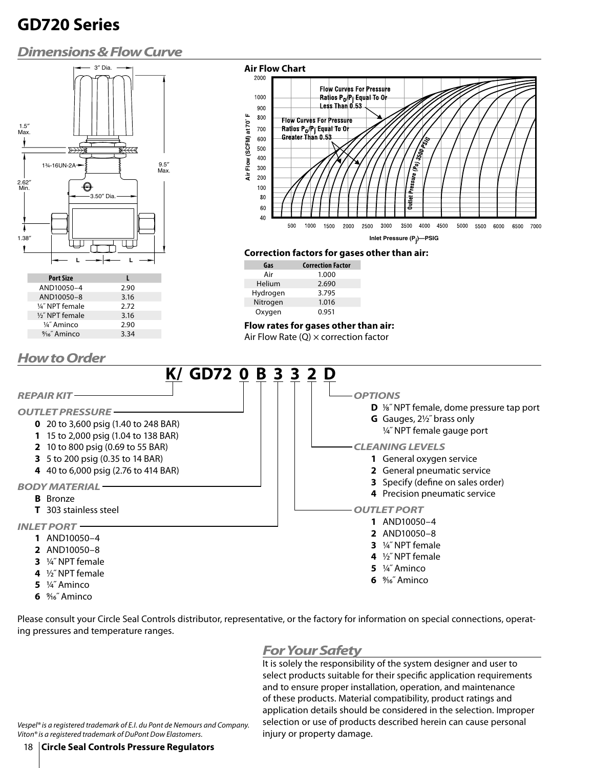# GD720 Series

## Dimensions & Flow Curve

3″ Dia.

1.5″ Max.

1¾-16UN-2A

9.5″ Max.

2.62″ Min.

3.50″ Dia.

1.38″

L

L

| Port Size | L |
|---|---|
| AND10050–4 | 2.90 |
| AND10050–8 | 3.16 |
| ¼″ NPT female | 2.72 |
| ½″ NPT female | 3.16 |
| ¼″ Aminco | 2.90 |
| 9⁄16″ Aminco | 3.34 |

**Air Flow Chart**

Flow Curves For Pressure Ratios $P_o/P_i$ Equal To Or Less Than 0.53

Flow Curves For Pressure Ratios $P_o/P_i$ Equal To Or Greater Than 0.53

Outlet Pressure ($P_o$) 3500 PSIG

Air Flow (SCFM) at 70° F

2000
1000
900
800
700
600
500
400
300
200
100
80
60
40

500 1000 1500 2000 2500 3000 3500 4000 4500 5000 5500 6000 6500 7000

Inlet Pressure ($P_i$)—PSIG

**Correction factors for gases other than air:**

| Gas | Correction Factor |
|---|---|
| Air | 1.000 |
| Helium | 2.690 |
| Hydrogen | 3.795 |
| Nitrogen | 1.016 |
| Oxygen | 0.951 |

**Flow rates for gases other than air:**
Air Flow Rate (Q) × correction factor

## How to Order

**K/ GD72 0 B 3 3 2 D**

***REPAIR KIT***

***OUTLET PRESSURE***
- **0** 20 to 3,600 psig (1.40 to 248 BAR)
- **1** 15 to 2,000 psig (1.04 to 138 BAR)
- **2** 10 to 800 psig (0.69 to 55 BAR)
- **3** 5 to 200 psig (0.35 to 14 BAR)
- **4** 40 to 6,000 psig (2.76 to 414 BAR)

***BODY MATERIAL***
- **B** Bronze
- **T** 303 stainless steel

***INLET PORT***
- **1** AND10050–4
- **2** AND10050–8
- **3** ¼″ NPT female
- **4** ½″ NPT female
- **5** ¼″ Aminco
- **6** 9⁄16″ Aminco

***OPTIONS***
- **D** ⅛″ NPT female, dome pressure tap port
- **G** Gauges, 2½″ brass only
  ¼″ NPT female gauge port

***CLEANING LEVELS***
- **1** General oxygen service
- **2** General pneumatic service
- **3** Specify (define on sales order)
- **4** Precision pneumatic service

***OUTLET PORT***
- **1** AND10050–4
- **2** AND10050–8
- **3** ¼″ NPT female
- **4** ½″ NPT female
- **5** ¼″ Aminco
- **6** 9⁄16″ Aminco

Please consult your Circle Seal Controls distributor, representative, or the factory for information on special connections, operating pressures and temperature ranges.

## For Your Safety

It is solely the responsibility of the system designer and user to select products suitable for their specific application requirements and to ensure proper installation, operation, and maintenance of these products. Material compatibility, product ratings and application details should be considered in the selection. Improper selection or use of products described herein can cause personal injury or property damage.

*Vespel® is a registered trademark of E.I. du Pont de Nemours and Company.*
*Viton® is a registered trademark of DuPont Dow Elastomers.*